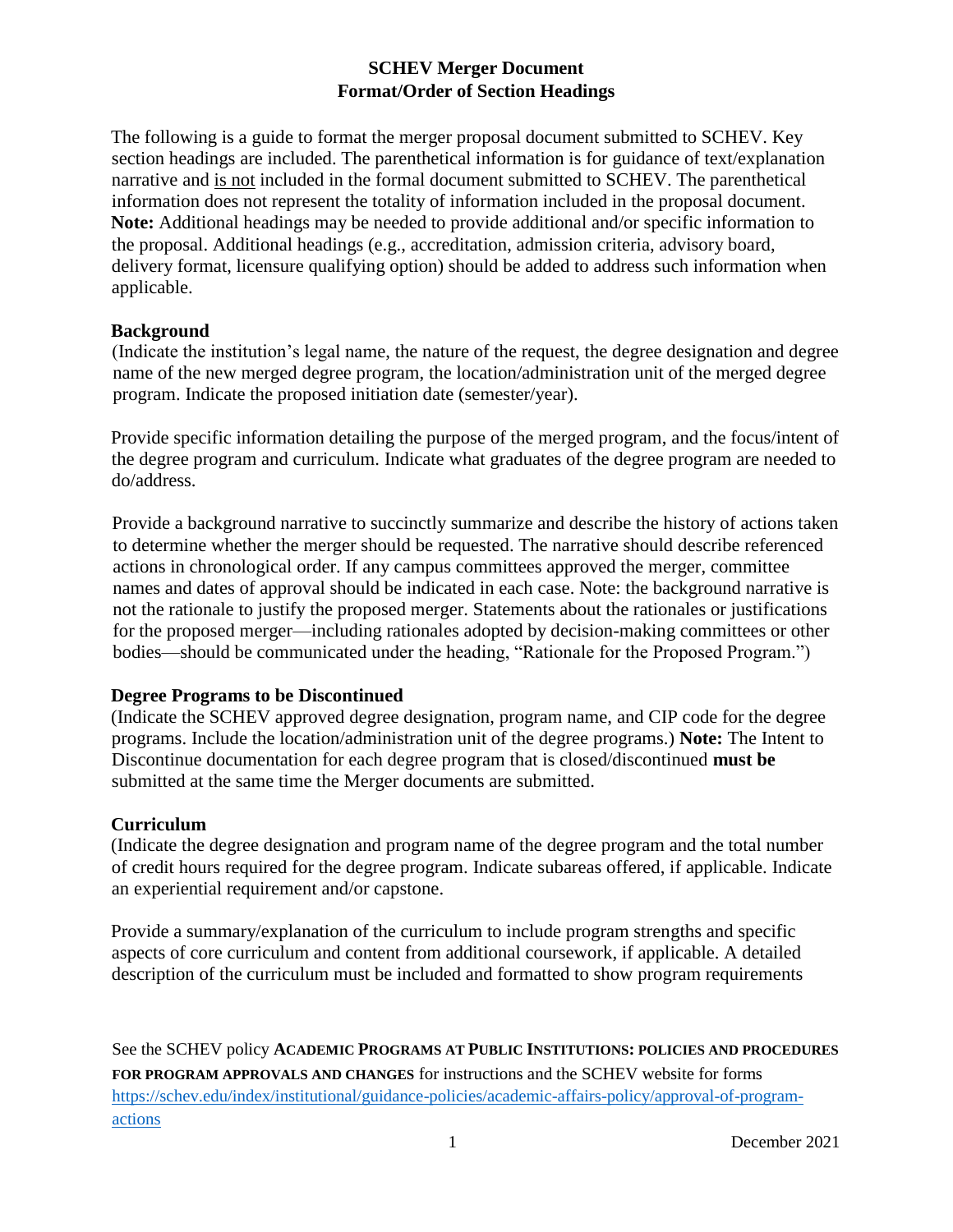# SCHEV Merger Document
## Format/Order of Section Headings

The following is a guide to format the merger proposal document submitted to SCHEV. Key section headings are included. The parenthetical information is for guidance of text/explanation narrative and is not included in the formal document submitted to SCHEV. The parenthetical information does not represent the totality of information included in the proposal document. **Note:** Additional headings may be needed to provide additional and/or specific information to the proposal. Additional headings (e.g., accreditation, admission criteria, advisory board, delivery format, licensure qualifying option) should be added to address such information when applicable.

### Background

(Indicate the institution's legal name, the nature of the request, the degree designation and degree name of the new merged degree program, the location/administration unit of the merged degree program. Indicate the proposed initiation date (semester/year).

Provide specific information detailing the purpose of the merged program, and the focus/intent of the degree program and curriculum. Indicate what graduates of the degree program are needed to do/address.

Provide a background narrative to succinctly summarize and describe the history of actions taken to determine whether the merger should be requested. The narrative should describe referenced actions in chronological order. If any campus committees approved the merger, committee names and dates of approval should be indicated in each case. Note: the background narrative is not the rationale to justify the proposed merger. Statements about the rationales or justifications for the proposed merger—including rationales adopted by decision-making committees or other bodies—should be communicated under the heading, "Rationale for the Proposed Program.")

### Degree Programs to be Discontinued

(Indicate the SCHEV approved degree designation, program name, and CIP code for the degree programs. Include the location/administration unit of the degree programs.) **Note:** The Intent to Discontinue documentation for each degree program that is closed/discontinued **must be** submitted at the same time the Merger documents are submitted.

### Curriculum

(Indicate the degree designation and program name of the degree program and the total number of credit hours required for the degree program. Indicate subareas offered, if applicable. Indicate an experiential requirement and/or capstone.

Provide a summary/explanation of the curriculum to include program strengths and specific aspects of core curriculum and content from additional coursework, if applicable. A detailed description of the curriculum must be included and formatted to show program requirements

See the SCHEV policy **ACADEMIC PROGRAMS AT PUBLIC INSTITUTIONS: POLICIES AND PROCEDURES FOR PROGRAM APPROVALS AND CHANGES** for instructions and the SCHEV website for forms https://schev.edu/index/institutional/guidance-policies/academic-affairs-policy/approval-of-program-actions

December 2021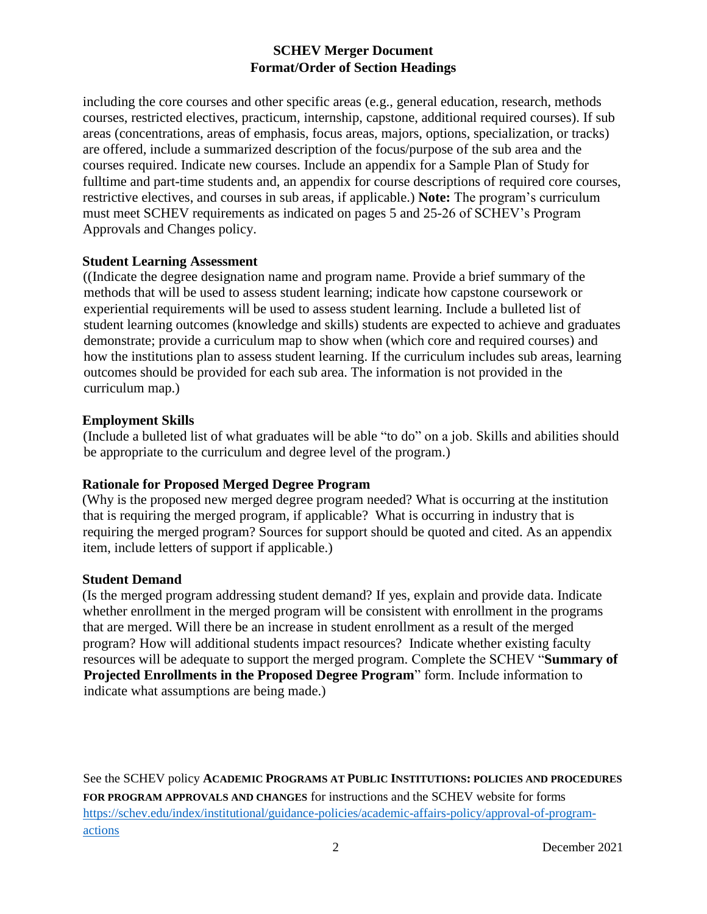including the core courses and other specific areas (e.g., general education, research, methods courses, restricted electives, practicum, internship, capstone, additional required courses). If sub areas (concentrations, areas of emphasis, focus areas, majors, options, specialization, or tracks) are offered, include a summarized description of the focus/purpose of the sub area and the courses required. Indicate new courses. Include an appendix for a Sample Plan of Study for fulltime and part-time students and, an appendix for course descriptions of required core courses, restrictive electives, and courses in sub areas, if applicable.) **Note:** The program's curriculum must meet SCHEV requirements as indicated on pages 5 and 25-26 of SCHEV's Program Approvals and Changes policy.

**Student Learning Assessment**

((Indicate the degree designation name and program name. Provide a brief summary of the methods that will be used to assess student learning; indicate how capstone coursework or experiential requirements will be used to assess student learning. Include a bulleted list of student learning outcomes (knowledge and skills) students are expected to achieve and graduates demonstrate; provide a curriculum map to show when (which core and required courses) and how the institutions plan to assess student learning. If the curriculum includes sub areas, learning outcomes should be provided for each sub area. The information is not provided in the curriculum map.)

**Employment Skills**

(Include a bulleted list of what graduates will be able "to do" on a job. Skills and abilities should be appropriate to the curriculum and degree level of the program.)

**Rationale for Proposed Merged Degree Program**

(Why is the proposed new merged degree program needed? What is occurring at the institution that is requiring the merged program, if applicable? What is occurring in industry that is requiring the merged program? Sources for support should be quoted and cited. As an appendix item, include letters of support if applicable.)

**Student Demand**

(Is the merged program addressing student demand? If yes, explain and provide data. Indicate whether enrollment in the merged program will be consistent with enrollment in the programs that are merged. Will there be an increase in student enrollment as a result of the merged program? How will additional students impact resources? Indicate whether existing faculty resources will be adequate to support the merged program. Complete the SCHEV "**Summary of Projected Enrollments in the Proposed Degree Program**" form. Include information to indicate what assumptions are being made.)

See the SCHEV policy **ACADEMIC PROGRAMS AT PUBLIC INSTITUTIONS: POLICIES AND PROCEDURES FOR PROGRAM APPROVALS AND CHANGES** for instructions and the SCHEV website for forms https://schev.edu/index/institutional/guidance-policies/academic-affairs-policy/approval-of-program-actions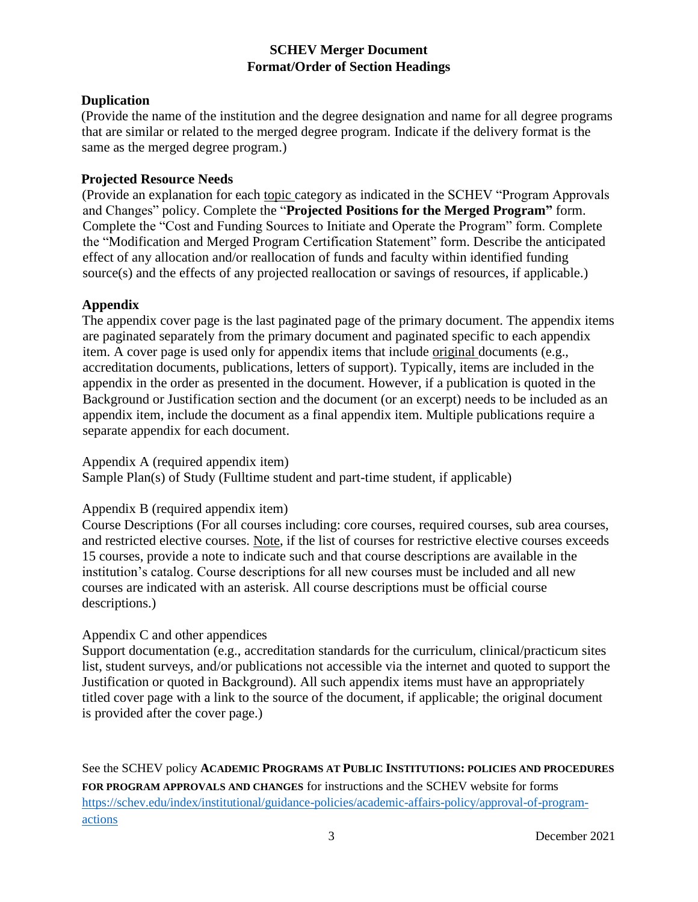**SCHEV Merger Document**
**Format/Order of Section Headings**

### Duplication

(Provide the name of the institution and the degree designation and name for all degree programs that are similar or related to the merged degree program. Indicate if the delivery format is the same as the merged degree program.)

### Projected Resource Needs

(Provide an explanation for each topic category as indicated in the SCHEV "Program Approvals and Changes" policy. Complete the "**Projected Positions for the Merged Program"** form. Complete the "Cost and Funding Sources to Initiate and Operate the Program" form. Complete the "Modification and Merged Program Certification Statement" form. Describe the anticipated effect of any allocation and/or reallocation of funds and faculty within identified funding source(s) and the effects of any projected reallocation or savings of resources, if applicable.)

### Appendix

The appendix cover page is the last paginated page of the primary document. The appendix items are paginated separately from the primary document and paginated specific to each appendix item. A cover page is used only for appendix items that include original documents (e.g., accreditation documents, publications, letters of support). Typically, items are included in the appendix in the order as presented in the document. However, if a publication is quoted in the Background or Justification section and the document (or an excerpt) needs to be included as an appendix item, include the document as a final appendix item. Multiple publications require a separate appendix for each document.

Appendix A (required appendix item)
Sample Plan(s) of Study (Fulltime student and part-time student, if applicable)

Appendix B (required appendix item)
Course Descriptions (For all courses including: core courses, required courses, sub area courses, and restricted elective courses. Note, if the list of courses for restrictive elective courses exceeds 15 courses, provide a note to indicate such and that course descriptions are available in the institution's catalog. Course descriptions for all new courses must be included and all new courses are indicated with an asterisk. All course descriptions must be official course descriptions.)

Appendix C and other appendices
Support documentation (e.g., accreditation standards for the curriculum, clinical/practicum sites list, student surveys, and/or publications not accessible via the internet and quoted to support the Justification or quoted in Background). All such appendix items must have an appropriately titled cover page with a link to the source of the document, if applicable; the original document is provided after the cover page.)

See the SCHEV policy **ACADEMIC PROGRAMS AT PUBLIC INSTITUTIONS: POLICIES AND PROCEDURES FOR PROGRAM APPROVALS AND CHANGES** for instructions and the SCHEV website for forms https://schev.edu/index/institutional/guidance-policies/academic-affairs-policy/approval-of-program-actions